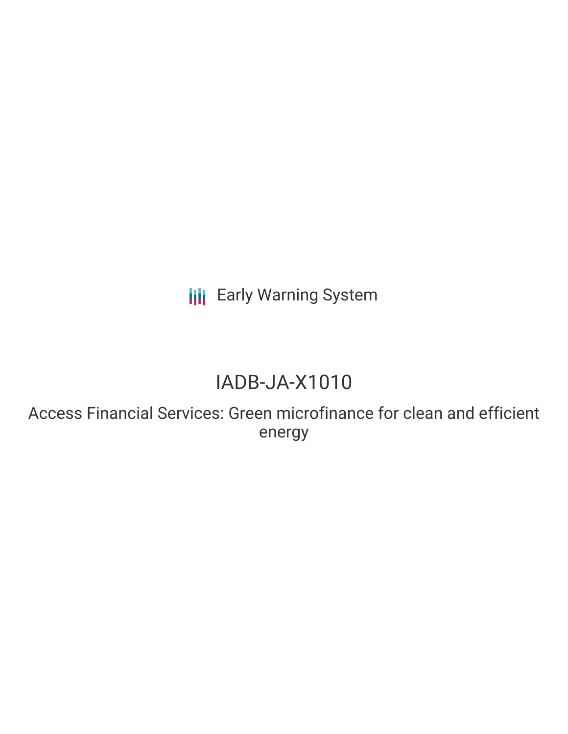Early Warning System

# IADB-JA-X1010

## Access Financial Services: Green microfinance for clean and efficient energy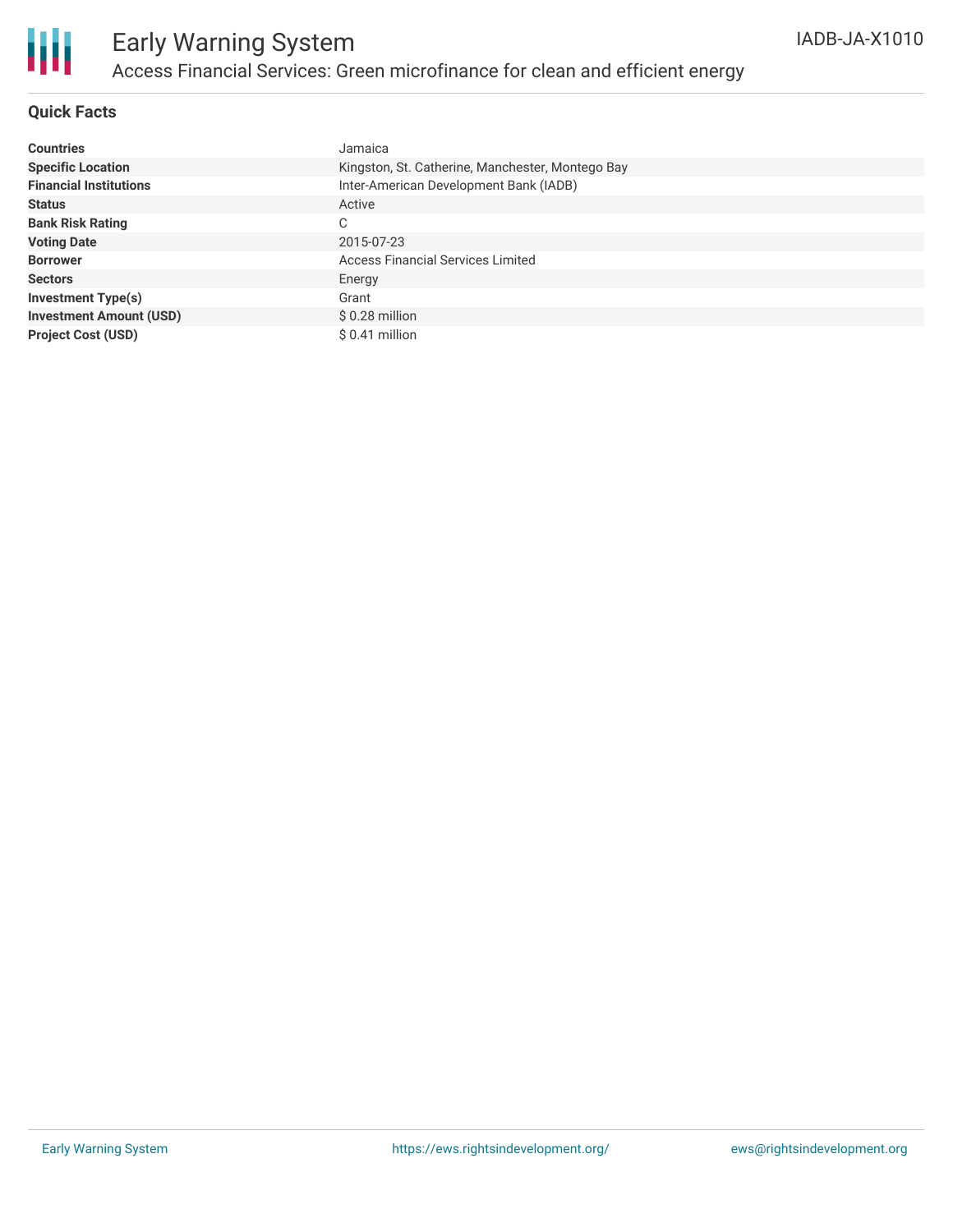# Early Warning System

## Access Financial Services: Green microfinance for clean and efficient energy

IADB-JA-X1010

### Quick Facts

| | |
|---|---|
| **Countries** | Jamaica |
| **Specific Location** | Kingston, St. Catherine, Manchester, Montego Bay |
| **Financial Institutions** | Inter-American Development Bank (IADB) |
| **Status** | Active |
| **Bank Risk Rating** | C |
| **Voting Date** | 2015-07-23 |
| **Borrower** | Access Financial Services Limited |
| **Sectors** | Energy |
| **Investment Type(s)** | Grant |
| **Investment Amount (USD)** | $ 0.28 million |
| **Project Cost (USD)** | $ 0.41 million |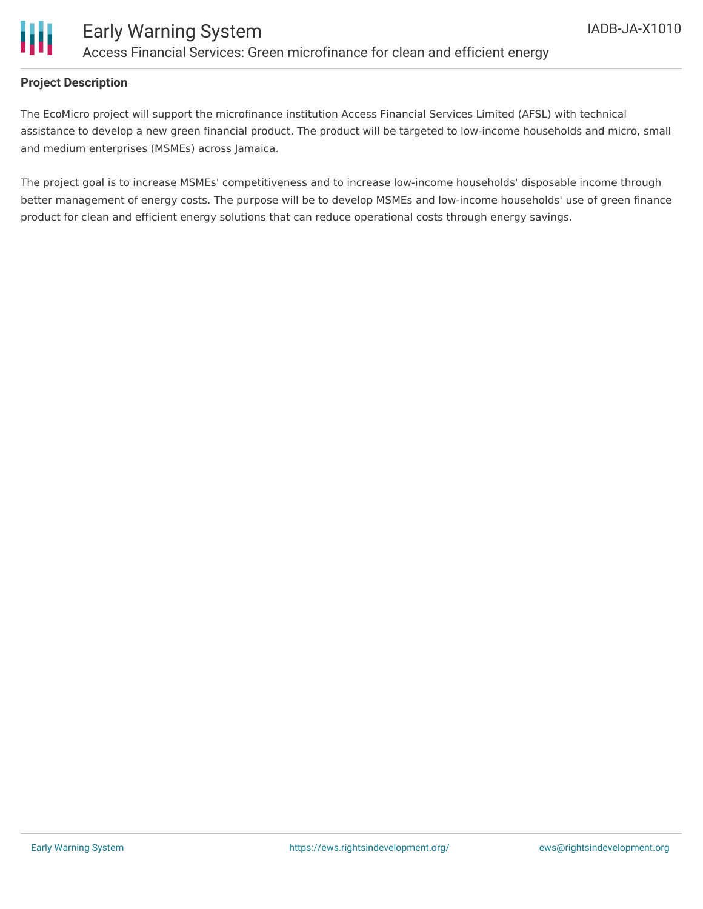## Project Description

The EcoMicro project will support the microfinance institution Access Financial Services Limited (AFSL) with technical assistance to develop a new green financial product. The product will be targeted to low-income households and micro, small and medium enterprises (MSMEs) across Jamaica.

The project goal is to increase MSMEs' competitiveness and to increase low-income households' disposable income through better management of energy costs. The purpose will be to develop MSMEs and low-income households' use of green finance product for clean and efficient energy solutions that can reduce operational costs through energy savings.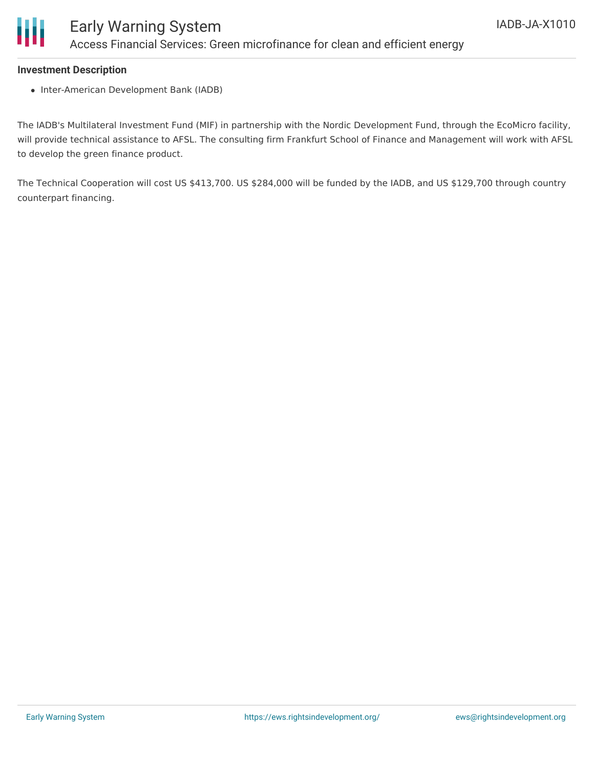**Investment Description**

- Inter-American Development Bank (IADB)

The IADB's Multilateral Investment Fund (MIF) in partnership with the Nordic Development Fund, through the EcoMicro facility, will provide technical assistance to AFSL. The consulting firm Frankfurt School of Finance and Management will work with AFSL to develop the green finance product.

The Technical Cooperation will cost US $413,700. US $284,000 will be funded by the IADB, and US $129,700 through country counterpart financing.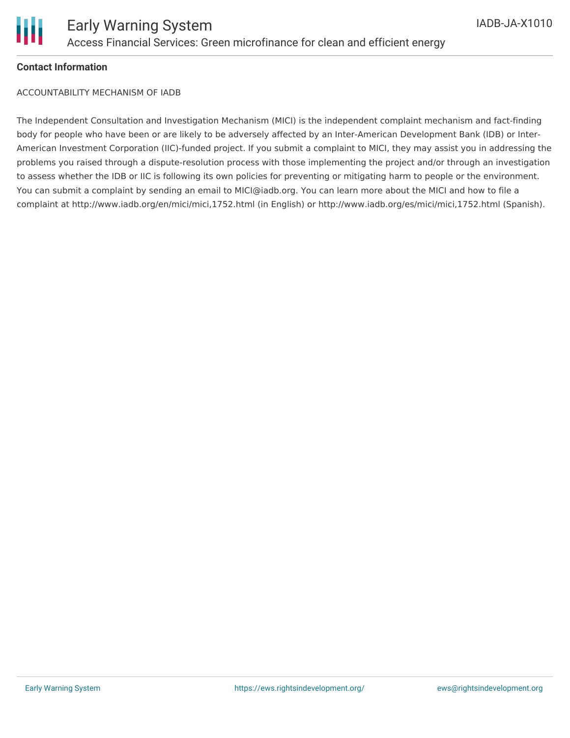**Contact Information**

ACCOUNTABILITY MECHANISM OF IADB

The Independent Consultation and Investigation Mechanism (MICI) is the independent complaint mechanism and fact-finding body for people who have been or are likely to be adversely affected by an Inter-American Development Bank (IDB) or Inter-American Investment Corporation (IIC)-funded project. If you submit a complaint to MICI, they may assist you in addressing the problems you raised through a dispute-resolution process with those implementing the project and/or through an investigation to assess whether the IDB or IIC is following its own policies for preventing or mitigating harm to people or the environment. You can submit a complaint by sending an email to MICI@iadb.org. You can learn more about the MICI and how to file a complaint at http://www.iadb.org/en/mici/mici,1752.html (in English) or http://www.iadb.org/es/mici/mici,1752.html (Spanish).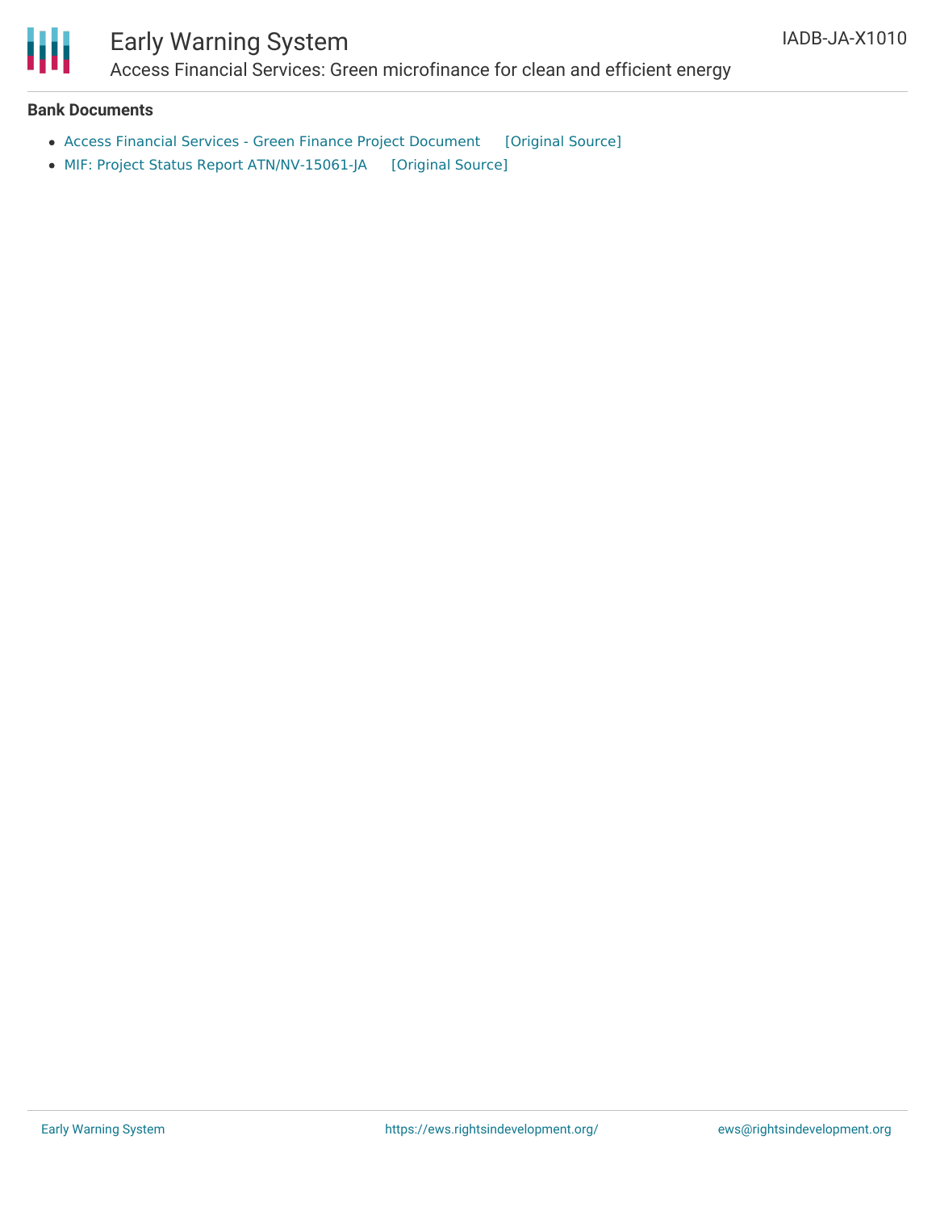**Bank Documents**

- Access Financial Services - Green Finance Project Document [Original Source]
- MIF: Project Status Report ATN/NV-15061-JA [Original Source]